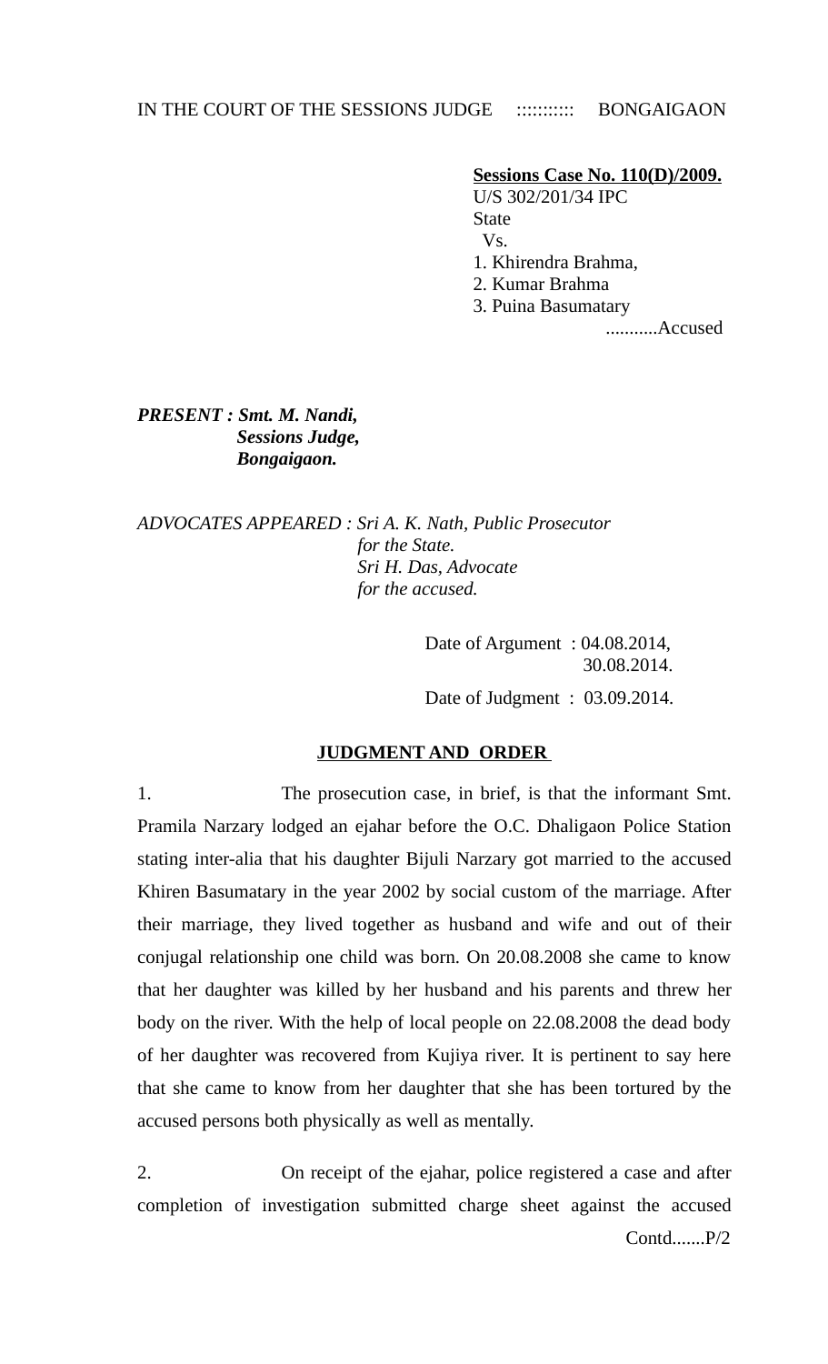IN THE COURT OF THE SESSIONS JUDGE :::::::::: BONGAIGAON

**Sessions Case No. 110(D)/2009.**
U/S 302/201/34 IPC
State
Vs.
1. Khirendra Brahma,
2. Kumar Brahma
3. Puina Basumatary
...........Accused

***PRESENT : Smt. M. Nandi,***
***Sessions Judge,***
***Bongaigaon.***

*ADVOCATES APPEARED : Sri A. K. Nath, Public Prosecutor*
*for the State.*
*Sri H. Das, Advocate*
*for the accused.*

Date of Argument : 04.08.2014,
30.08.2014.

Date of Judgment : 03.09.2014.

**JUDGMENT AND ORDER**

1. The prosecution case, in brief, is that the informant Smt. Pramila Narzary lodged an ejahar before the O.C. Dhaligaon Police Station stating inter-alia that his daughter Bijuli Narzary got married to the accused Khiren Basumatary in the year 2002 by social custom of the marriage. After their marriage, they lived together as husband and wife and out of their conjugal relationship one child was born. On 20.08.2008 she came to know that her daughter was killed by her husband and his parents and threw her body on the river. With the help of local people on 22.08.2008 the dead body of her daughter was recovered from Kujiya river. It is pertinent to say here that she came to know from her daughter that she has been tortured by the accused persons both physically as well as mentally.

2. On receipt of the ejahar, police registered a case and after completion of investigation submitted charge sheet against the accused

Contd.......P/2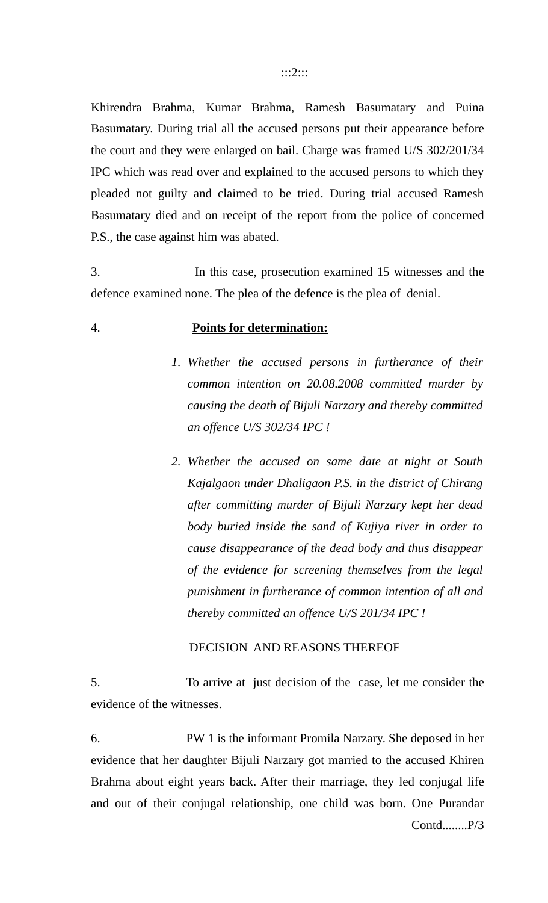Khirendra Brahma, Kumar Brahma, Ramesh Basumatary and Puina Basumatary. During trial all the accused persons put their appearance before the court and they were enlarged on bail. Charge was framed U/S 302/201/34 IPC which was read over and explained to the accused persons to which they pleaded not guilty and claimed to be tried. During trial accused Ramesh Basumatary died and on receipt of the report from the police of concerned P.S., the case against him was abated.

3. In this case, prosecution examined 15 witnesses and the defence examined none. The plea of the defence is the plea of denial.

4. **<u>Points for determination:</u>**

1. *Whether the accused persons in furtherance of their common intention on 20.08.2008 committed murder by causing the death of Bijuli Narzary and thereby committed an offence U/S 302/34 IPC !*

2. *Whether the accused on same date at night at South Kajalgaon under Dhaligaon P.S. in the district of Chirang after committing murder of Bijuli Narzary kept her dead body buried inside the sand of Kujiya river in order to cause disappearance of the dead body and thus disappear of the evidence for screening themselves from the legal punishment in furtherance of common intention of all and thereby committed an offence U/S 201/34 IPC !*

<u>DECISION AND REASONS THEREOF</u>

5. To arrive at just decision of the case, let me consider the evidence of the witnesses.

6. PW 1 is the informant Promila Narzary. She deposed in her evidence that her daughter Bijuli Narzary got married to the accused Khiren Brahma about eight years back. After their marriage, they led conjugal life and out of their conjugal relationship, one child was born. One Purandar

Contd........P/3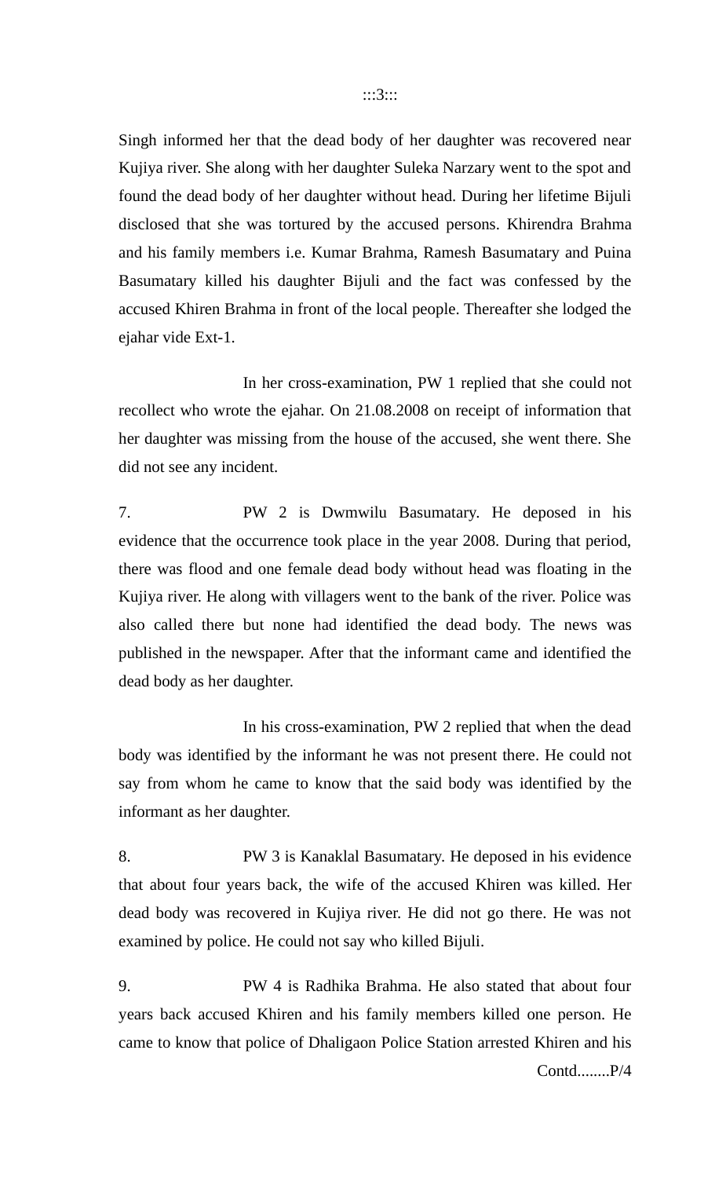Singh informed her that the dead body of her daughter was recovered near Kujiya river. She along with her daughter Suleka Narzary went to the spot and found the dead body of her daughter without head. During her lifetime Bijuli disclosed that she was tortured by the accused persons. Khirendra Brahma and his family members i.e. Kumar Brahma, Ramesh Basumatary and Puina Basumatary killed his daughter Bijuli and the fact was confessed by the accused Khiren Brahma in front of the local people. Thereafter she lodged the ejahar vide Ext-1.

In her cross-examination, PW 1 replied that she could not recollect who wrote the ejahar. On 21.08.2008 on receipt of information that her daughter was missing from the house of the accused, she went there. She did not see any incident.

7. PW 2 is Dwmwilu Basumatary. He deposed in his evidence that the occurrence took place in the year 2008. During that period, there was flood and one female dead body without head was floating in the Kujiya river. He along with villagers went to the bank of the river. Police was also called there but none had identified the dead body. The news was published in the newspaper. After that the informant came and identified the dead body as her daughter.

In his cross-examination, PW 2 replied that when the dead body was identified by the informant he was not present there. He could not say from whom he came to know that the said body was identified by the informant as her daughter.

8. PW 3 is Kanaklal Basumatary. He deposed in his evidence that about four years back, the wife of the accused Khiren was killed. Her dead body was recovered in Kujiya river. He did not go there. He was not examined by police. He could not say who killed Bijuli.

9. PW 4 is Radhika Brahma. He also stated that about four years back accused Khiren and his family members killed one person. He came to know that police of Dhaligaon Police Station arrested Khiren and his

Contd........P/4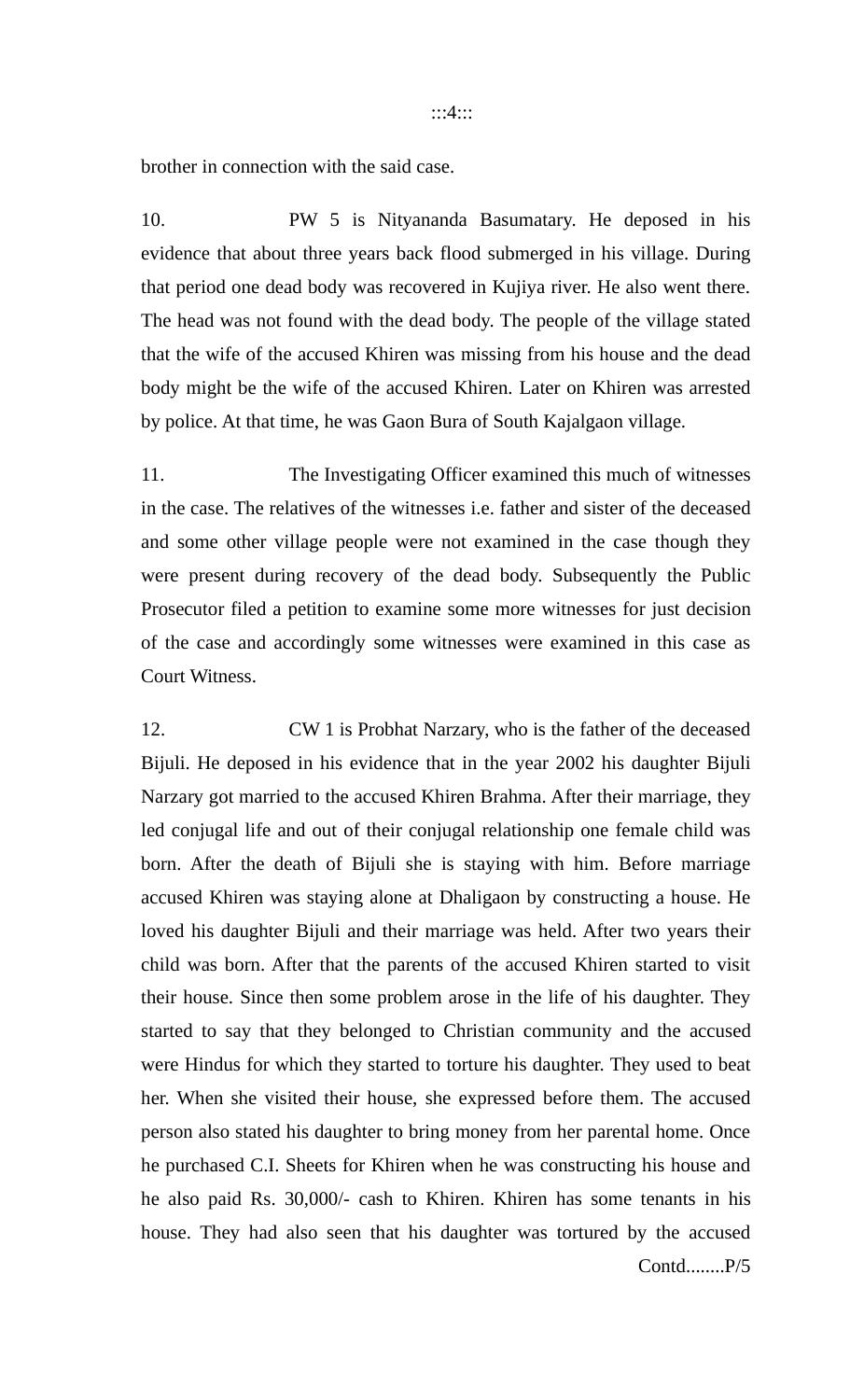brother in connection with the said case.

10. PW 5 is Nityananda Basumatary. He deposed in his evidence that about three years back flood submerged in his village. During that period one dead body was recovered in Kujiya river. He also went there. The head was not found with the dead body. The people of the village stated that the wife of the accused Khiren was missing from his house and the dead body might be the wife of the accused Khiren. Later on Khiren was arrested by police. At that time, he was Gaon Bura of South Kajalgaon village.

11. The Investigating Officer examined this much of witnesses in the case. The relatives of the witnesses i.e. father and sister of the deceased and some other village people were not examined in the case though they were present during recovery of the dead body. Subsequently the Public Prosecutor filed a petition to examine some more witnesses for just decision of the case and accordingly some witnesses were examined in this case as Court Witness.

12. CW 1 is Probhat Narzary, who is the father of the deceased Bijuli. He deposed in his evidence that in the year 2002 his daughter Bijuli Narzary got married to the accused Khiren Brahma. After their marriage, they led conjugal life and out of their conjugal relationship one female child was born. After the death of Bijuli she is staying with him. Before marriage accused Khiren was staying alone at Dhaligaon by constructing a house. He loved his daughter Bijuli and their marriage was held. After two years their child was born. After that the parents of the accused Khiren started to visit their house. Since then some problem arose in the life of his daughter. They started to say that they belonged to Christian community and the accused were Hindus for which they started to torture his daughter. They used to beat her. When she visited their house, she expressed before them. The accused person also stated his daughter to bring money from her parental home. Once he purchased C.I. Sheets for Khiren when he was constructing his house and he also paid Rs. 30,000/- cash to Khiren. Khiren has some tenants in his house. They had also seen that his daughter was tortured by the accused

Contd........P/5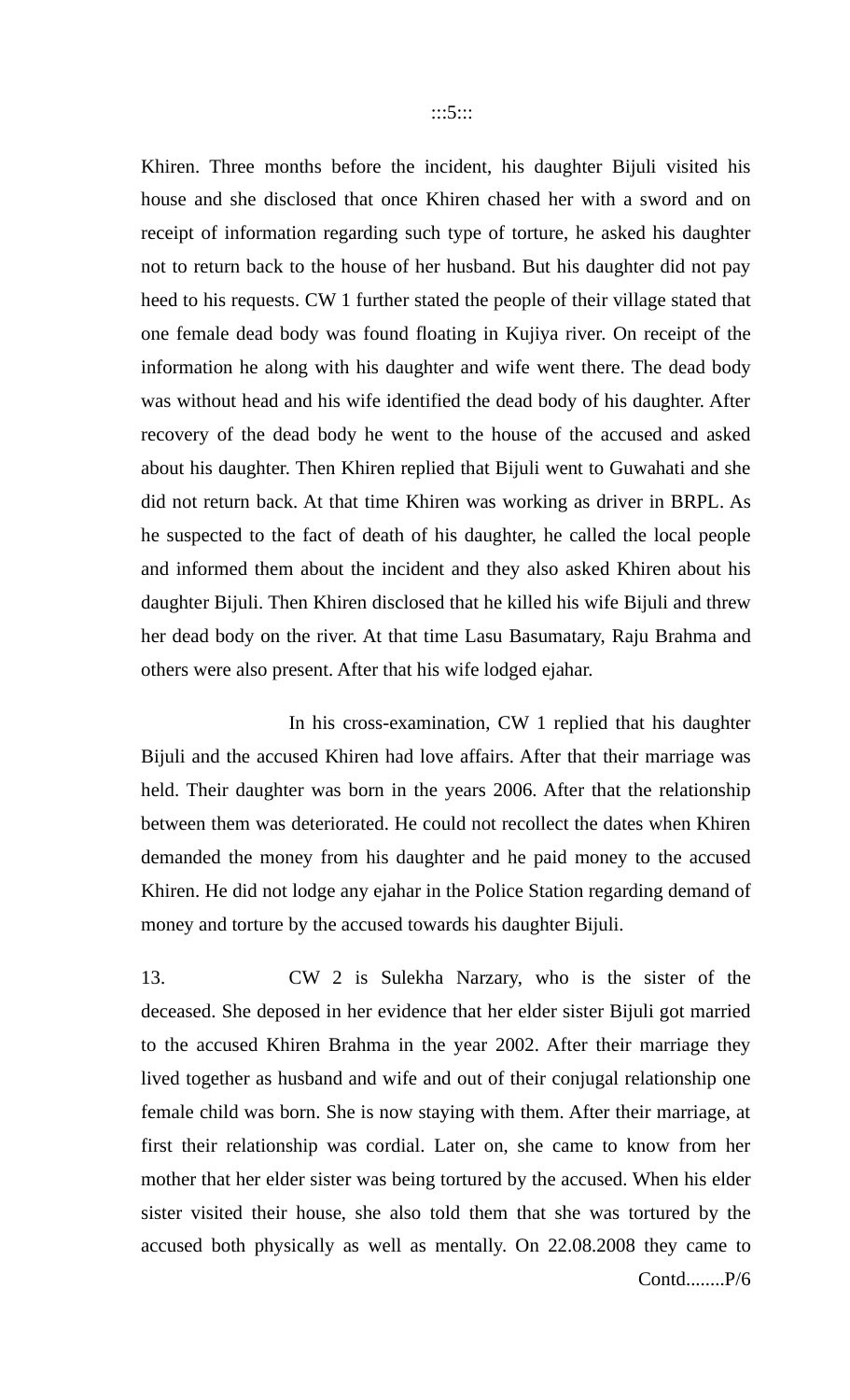Khiren. Three months before the incident, his daughter Bijuli visited his house and she disclosed that once Khiren chased her with a sword and on receipt of information regarding such type of torture, he asked his daughter not to return back to the house of her husband. But his daughter did not pay heed to his requests. CW 1 further stated the people of their village stated that one female dead body was found floating in Kujiya river. On receipt of the information he along with his daughter and wife went there. The dead body was without head and his wife identified the dead body of his daughter. After recovery of the dead body he went to the house of the accused and asked about his daughter. Then Khiren replied that Bijuli went to Guwahati and she did not return back. At that time Khiren was working as driver in BRPL. As he suspected to the fact of death of his daughter, he called the local people and informed them about the incident and they also asked Khiren about his daughter Bijuli. Then Khiren disclosed that he killed his wife Bijuli and threw her dead body on the river. At that time Lasu Basumatary, Raju Brahma and others were also present. After that his wife lodged ejahar.

In his cross-examination, CW 1 replied that his daughter Bijuli and the accused Khiren had love affairs. After that their marriage was held. Their daughter was born in the years 2006. After that the relationship between them was deteriorated. He could not recollect the dates when Khiren demanded the money from his daughter and he paid money to the accused Khiren. He did not lodge any ejahar in the Police Station regarding demand of money and torture by the accused towards his daughter Bijuli.

13. CW 2 is Sulekha Narzary, who is the sister of the deceased. She deposed in her evidence that her elder sister Bijuli got married to the accused Khiren Brahma in the year 2002. After their marriage they lived together as husband and wife and out of their conjugal relationship one female child was born. She is now staying with them. After their marriage, at first their relationship was cordial. Later on, she came to know from her mother that her elder sister was being tortured by the accused. When his elder sister visited their house, she also told them that she was tortured by the accused both physically as well as mentally. On 22.08.2008 they came to

Contd........P/6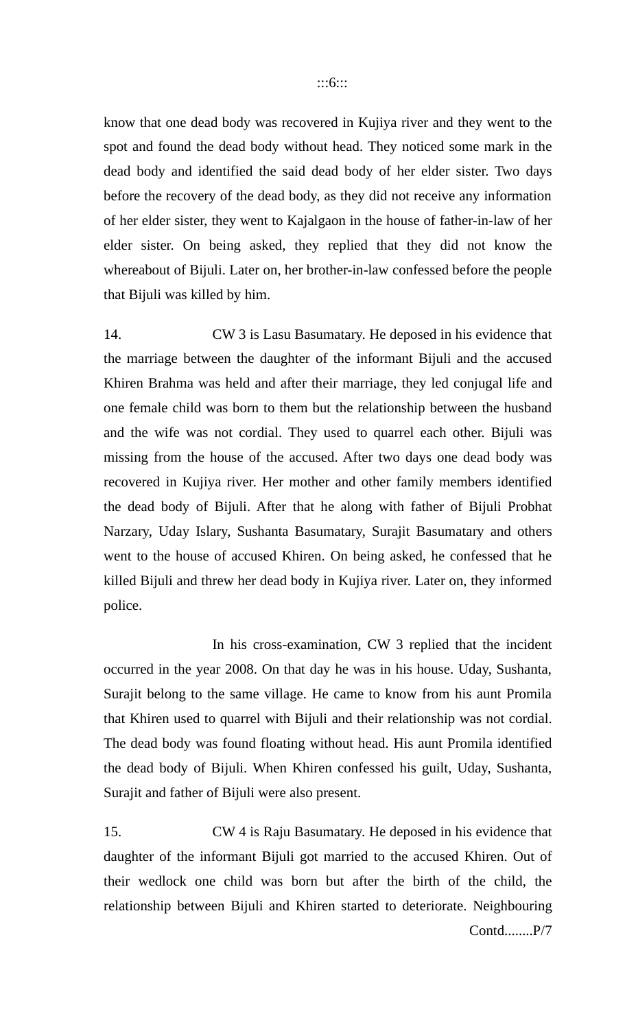know that one dead body was recovered in Kujiya river and they went to the spot and found the dead body without head. They noticed some mark in the dead body and identified the said dead body of her elder sister. Two days before the recovery of the dead body, as they did not receive any information of her elder sister, they went to Kajalgaon in the house of father-in-law of her elder sister. On being asked, they replied that they did not know the whereabout of Bijuli. Later on, her brother-in-law confessed before the people that Bijuli was killed by him.

14. CW 3 is Lasu Basumatary. He deposed in his evidence that the marriage between the daughter of the informant Bijuli and the accused Khiren Brahma was held and after their marriage, they led conjugal life and one female child was born to them but the relationship between the husband and the wife was not cordial. They used to quarrel each other. Bijuli was missing from the house of the accused. After two days one dead body was recovered in Kujiya river. Her mother and other family members identified the dead body of Bijuli. After that he along with father of Bijuli Probhat Narzary, Uday Islary, Sushanta Basumatary, Surajit Basumatary and others went to the house of accused Khiren. On being asked, he confessed that he killed Bijuli and threw her dead body in Kujiya river. Later on, they informed police.

In his cross-examination, CW 3 replied that the incident occurred in the year 2008. On that day he was in his house. Uday, Sushanta, Surajit belong to the same village. He came to know from his aunt Promila that Khiren used to quarrel with Bijuli and their relationship was not cordial. The dead body was found floating without head. His aunt Promila identified the dead body of Bijuli. When Khiren confessed his guilt, Uday, Sushanta, Surajit and father of Bijuli were also present.

15. CW 4 is Raju Basumatary. He deposed in his evidence that daughter of the informant Bijuli got married to the accused Khiren. Out of their wedlock one child was born but after the birth of the child, the relationship between Bijuli and Khiren started to deteriorate. Neighbouring

Contd........P/7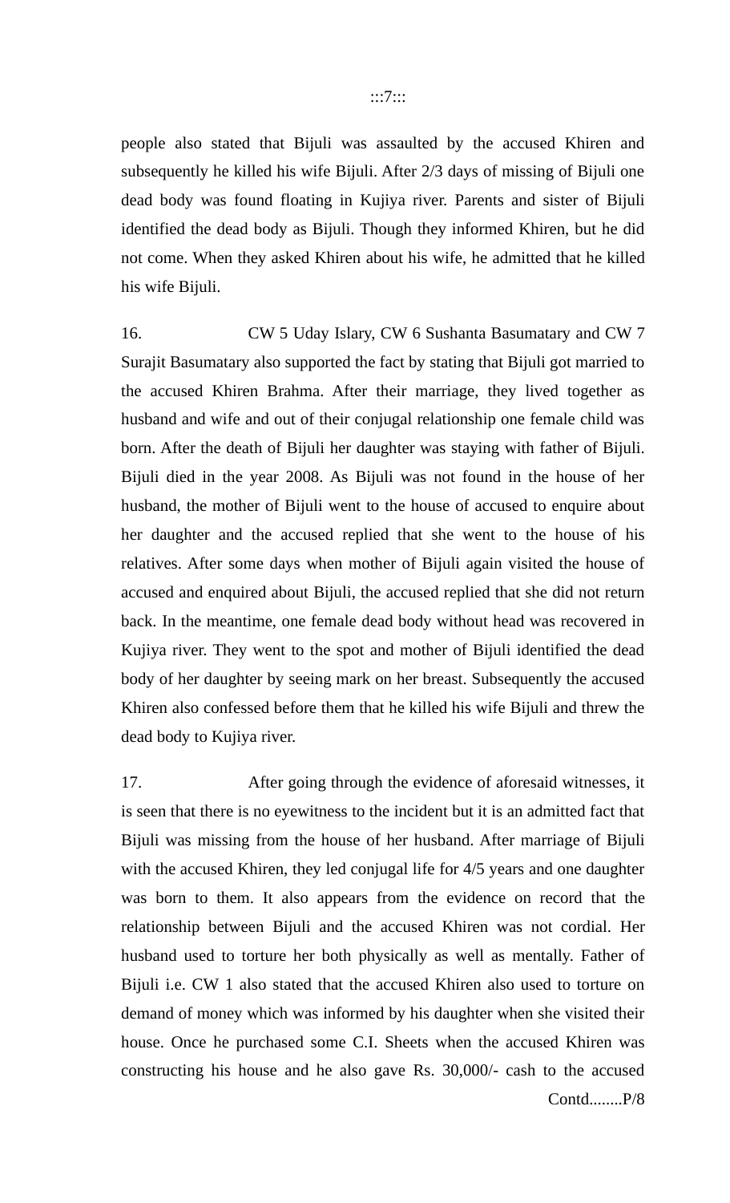people also stated that Bijuli was assaulted by the accused Khiren and subsequently he killed his wife Bijuli. After 2/3 days of missing of Bijuli one dead body was found floating in Kujiya river. Parents and sister of Bijuli identified the dead body as Bijuli. Though they informed Khiren, but he did not come. When they asked Khiren about his wife, he admitted that he killed his wife Bijuli.

16. CW 5 Uday Islary, CW 6 Sushanta Basumatary and CW 7 Surajit Basumatary also supported the fact by stating that Bijuli got married to the accused Khiren Brahma. After their marriage, they lived together as husband and wife and out of their conjugal relationship one female child was born. After the death of Bijuli her daughter was staying with father of Bijuli. Bijuli died in the year 2008. As Bijuli was not found in the house of her husband, the mother of Bijuli went to the house of accused to enquire about her daughter and the accused replied that she went to the house of his relatives. After some days when mother of Bijuli again visited the house of accused and enquired about Bijuli, the accused replied that she did not return back. In the meantime, one female dead body without head was recovered in Kujiya river. They went to the spot and mother of Bijuli identified the dead body of her daughter by seeing mark on her breast. Subsequently the accused Khiren also confessed before them that he killed his wife Bijuli and threw the dead body to Kujiya river.

17. After going through the evidence of aforesaid witnesses, it is seen that there is no eyewitness to the incident but it is an admitted fact that Bijuli was missing from the house of her husband. After marriage of Bijuli with the accused Khiren, they led conjugal life for 4/5 years and one daughter was born to them. It also appears from the evidence on record that the relationship between Bijuli and the accused Khiren was not cordial. Her husband used to torture her both physically as well as mentally. Father of Bijuli i.e. CW 1 also stated that the accused Khiren also used to torture on demand of money which was informed by his daughter when she visited their house. Once he purchased some C.I. Sheets when the accused Khiren was constructing his house and he also gave Rs. 30,000/- cash to the accused

Contd........P/8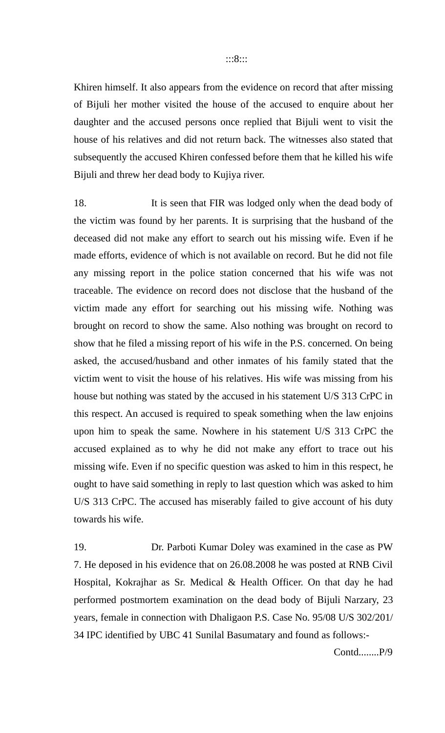Khiren himself. It also appears from the evidence on record that after missing of Bijuli her mother visited the house of the accused to enquire about her daughter and the accused persons once replied that Bijuli went to visit the house of his relatives and did not return back. The witnesses also stated that subsequently the accused Khiren confessed before them that he killed his wife Bijuli and threw her dead body to Kujiya river.

18. It is seen that FIR was lodged only when the dead body of the victim was found by her parents. It is surprising that the husband of the deceased did not make any effort to search out his missing wife. Even if he made efforts, evidence of which is not available on record. But he did not file any missing report in the police station concerned that his wife was not traceable. The evidence on record does not disclose that the husband of the victim made any effort for searching out his missing wife. Nothing was brought on record to show the same. Also nothing was brought on record to show that he filed a missing report of his wife in the P.S. concerned. On being asked, the accused/husband and other inmates of his family stated that the victim went to visit the house of his relatives. His wife was missing from his house but nothing was stated by the accused in his statement U/S 313 CrPC in this respect. An accused is required to speak something when the law enjoins upon him to speak the same. Nowhere in his statement U/S 313 CrPC the accused explained as to why he did not make any effort to trace out his missing wife. Even if no specific question was asked to him in this respect, he ought to have said something in reply to last question which was asked to him U/S 313 CrPC. The accused has miserably failed to give account of his duty towards his wife.

19. Dr. Parboti Kumar Doley was examined in the case as PW 7. He deposed in his evidence that on 26.08.2008 he was posted at RNB Civil Hospital, Kokrajhar as Sr. Medical & Health Officer. On that day he had performed postmortem examination on the dead body of Bijuli Narzary, 23 years, female in connection with Dhaligaon P.S. Case No. 95/08 U/S 302/201/34 IPC identified by UBC 41 Sunilal Basumatary and found as follows:-

Contd........P/9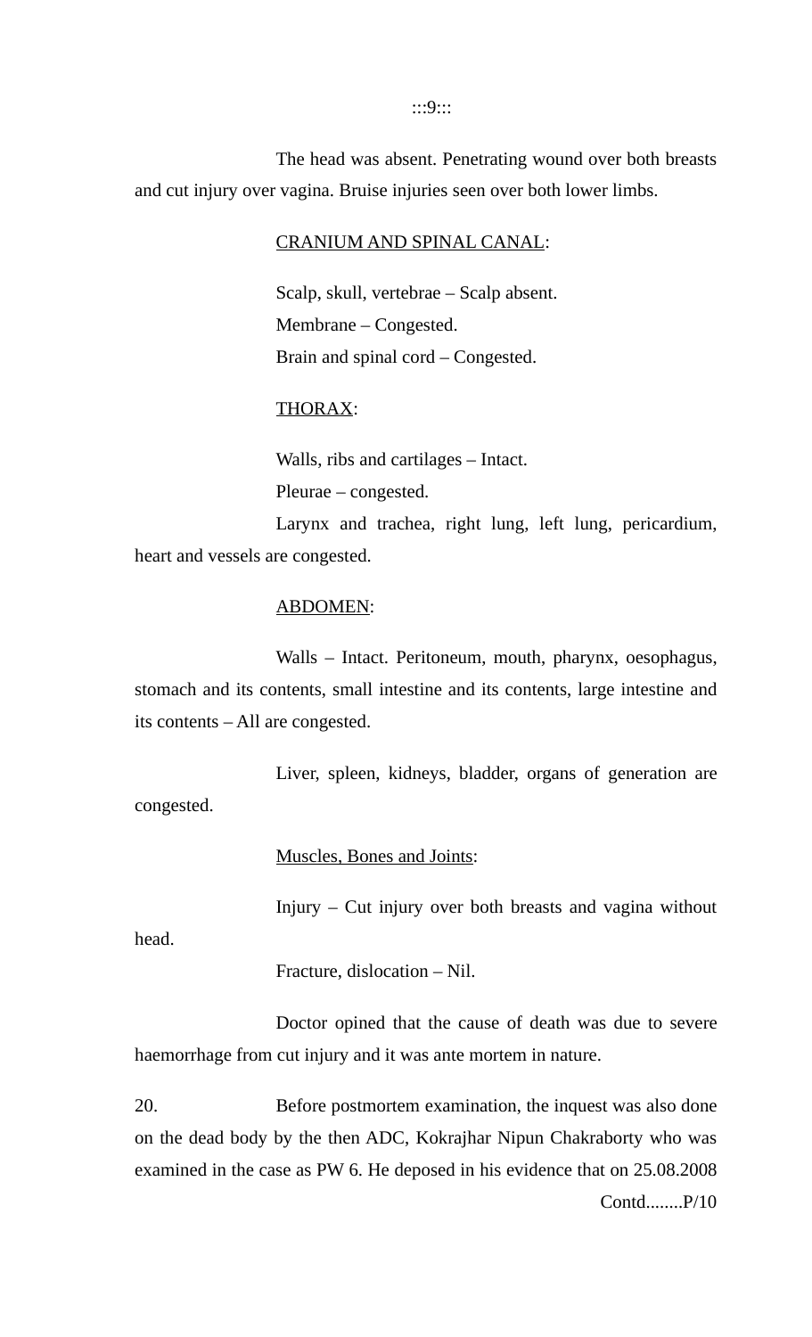The head was absent. Penetrating wound over both breasts and cut injury over vagina. Bruise injuries seen over both lower limbs.

CRANIUM AND SPINAL CANAL:

Scalp, skull, vertebrae – Scalp absent.
Membrane – Congested.
Brain and spinal cord – Congested.

THORAX:

Walls, ribs and cartilages – Intact.
Pleurae – congested.
Larynx and trachea, right lung, left lung, pericardium, heart and vessels are congested.

ABDOMEN:

Walls – Intact. Peritoneum, mouth, pharynx, oesophagus, stomach and its contents, small intestine and its contents, large intestine and its contents – All are congested.

Liver, spleen, kidneys, bladder, organs of generation are congested.

Muscles, Bones and Joints:

Injury – Cut injury over both breasts and vagina without head.

Fracture, dislocation – Nil.

Doctor opined that the cause of death was due to severe haemorrhage from cut injury and it was ante mortem in nature.

20. Before postmortem examination, the inquest was also done on the dead body by the then ADC, Kokrajhar Nipun Chakraborty who was examined in the case as PW 6. He deposed in his evidence that on 25.08.2008

Contd........P/10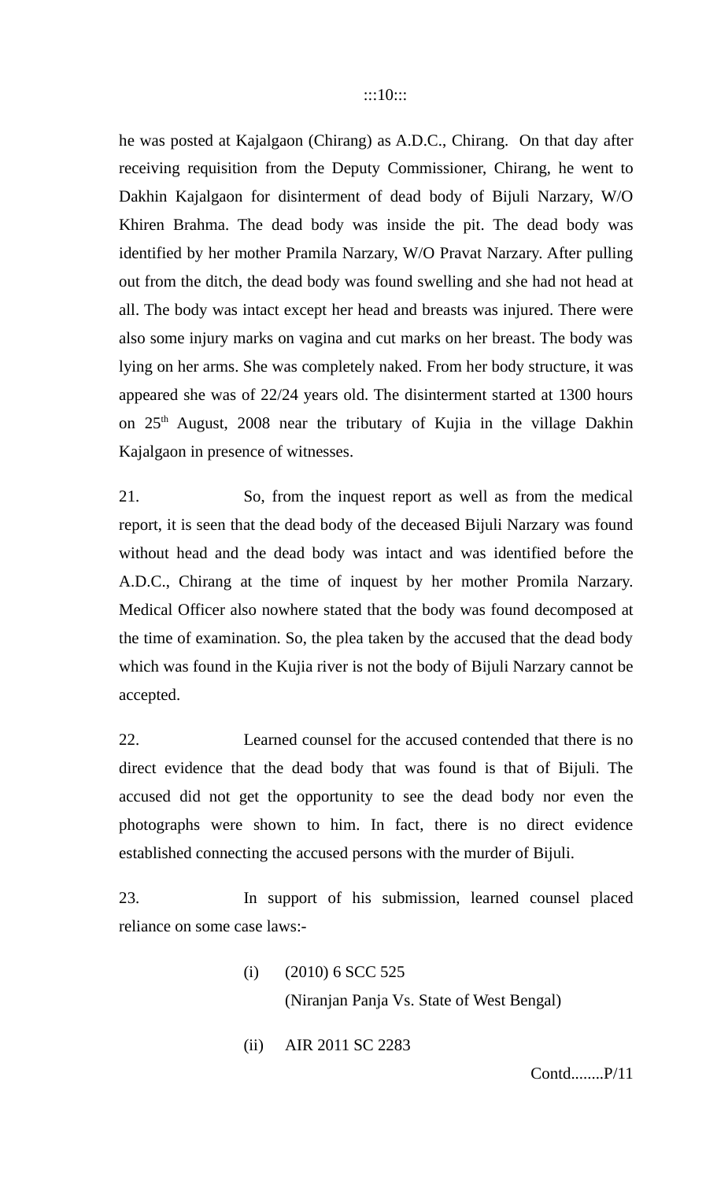he was posted at Kajalgaon (Chirang) as A.D.C., Chirang. On that day after receiving requisition from the Deputy Commissioner, Chirang, he went to Dakhin Kajalgaon for disinterment of dead body of Bijuli Narzary, W/O Khiren Brahma. The dead body was inside the pit. The dead body was identified by her mother Pramila Narzary, W/O Pravat Narzary. After pulling out from the ditch, the dead body was found swelling and she had not head at all. The body was intact except her head and breasts was injured. There were also some injury marks on vagina and cut marks on her breast. The body was lying on her arms. She was completely naked. From her body structure, it was appeared she was of 22/24 years old. The disinterment started at 1300 hours on 25th August, 2008 near the tributary of Kujia in the village Dakhin Kajalgaon in presence of witnesses.

21. So, from the inquest report as well as from the medical report, it is seen that the dead body of the deceased Bijuli Narzary was found without head and the dead body was intact and was identified before the A.D.C., Chirang at the time of inquest by her mother Promila Narzary. Medical Officer also nowhere stated that the body was found decomposed at the time of examination. So, the plea taken by the accused that the dead body which was found in the Kujia river is not the body of Bijuli Narzary cannot be accepted.

22. Learned counsel for the accused contended that there is no direct evidence that the dead body that was found is that of Bijuli. The accused did not get the opportunity to see the dead body nor even the photographs were shown to him. In fact, there is no direct evidence established connecting the accused persons with the murder of Bijuli.

23. In support of his submission, learned counsel placed reliance on some case laws:-

(i) (2010) 6 SCC 525
(Niranjan Panja Vs. State of West Bengal)

(ii) AIR 2011 SC 2283

Contd........P/11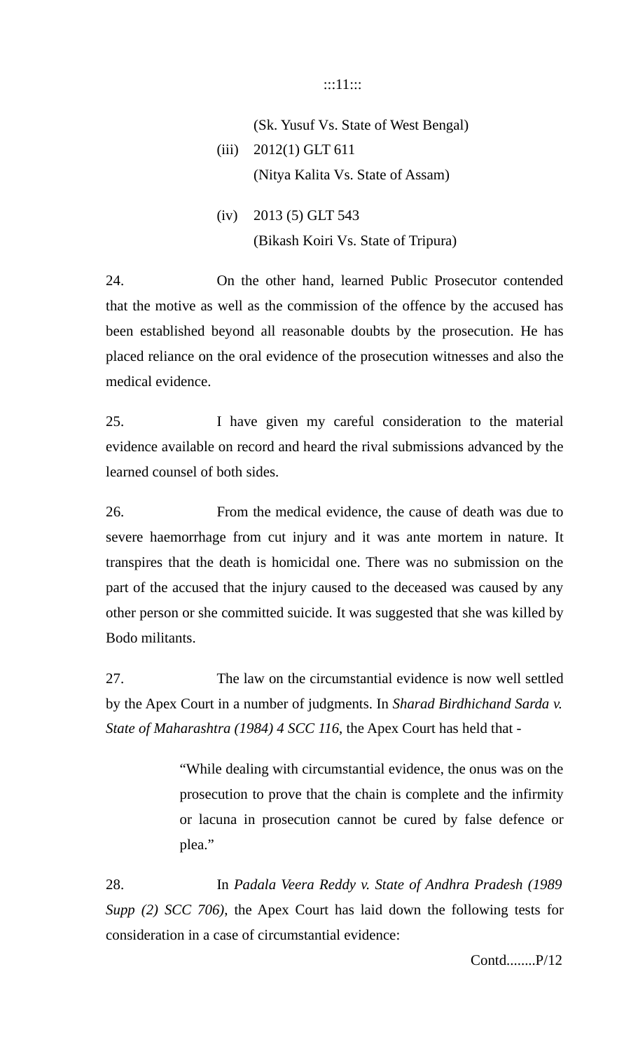(Sk. Yusuf Vs. State of West Bengal)

(iii) 2012(1) GLT 611
(Nitya Kalita Vs. State of Assam)

(iv) 2013 (5) GLT 543
(Bikash Koiri Vs. State of Tripura)

24. On the other hand, learned Public Prosecutor contended that the motive as well as the commission of the offence by the accused has been established beyond all reasonable doubts by the prosecution. He has placed reliance on the oral evidence of the prosecution witnesses and also the medical evidence.

25. I have given my careful consideration to the material evidence available on record and heard the rival submissions advanced by the learned counsel of both sides.

26. From the medical evidence, the cause of death was due to severe haemorrhage from cut injury and it was ante mortem in nature. It transpires that the death is homicidal one. There was no submission on the part of the accused that the injury caused to the deceased was caused by any other person or she committed suicide. It was suggested that she was killed by Bodo militants.

27. The law on the circumstantial evidence is now well settled by the Apex Court in a number of judgments. In *Sharad Birdhichand Sarda v. State of Maharashtra (1984) 4 SCC 116*, the Apex Court has held that -

> "While dealing with circumstantial evidence, the onus was on the prosecution to prove that the chain is complete and the infirmity or lacuna in prosecution cannot be cured by false defence or plea."

28. In *Padala Veera Reddy v. State of Andhra Pradesh (1989 Supp (2) SCC 706)*, the Apex Court has laid down the following tests for consideration in a case of circumstantial evidence:

Contd........P/12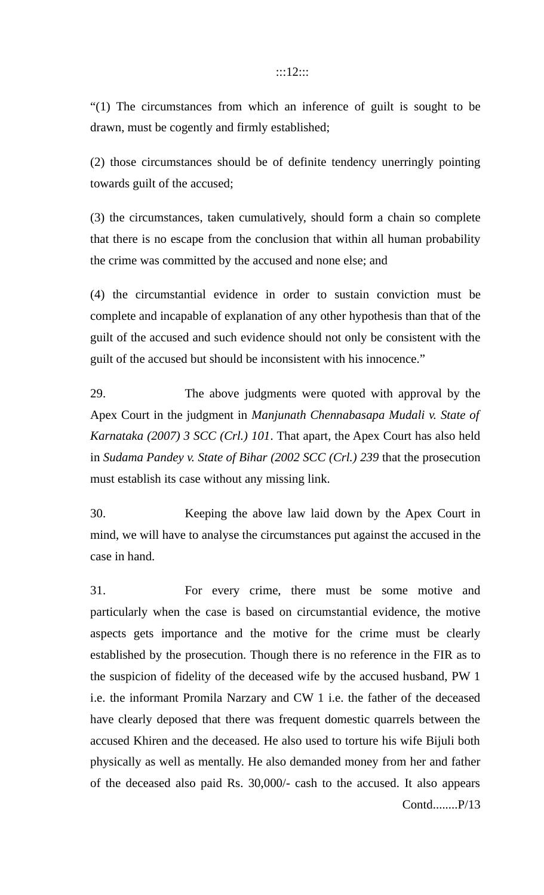"(1) The circumstances from which an inference of guilt is sought to be drawn, must be cogently and firmly established;

(2) those circumstances should be of definite tendency unerringly pointing towards guilt of the accused;

(3) the circumstances, taken cumulatively, should form a chain so complete that there is no escape from the conclusion that within all human probability the crime was committed by the accused and none else; and

(4) the circumstantial evidence in order to sustain conviction must be complete and incapable of explanation of any other hypothesis than that of the guilt of the accused and such evidence should not only be consistent with the guilt of the accused but should be inconsistent with his innocence."

29. The above judgments were quoted with approval by the Apex Court in the judgment in *Manjunath Chennabasapa Mudali v. State of Karnataka (2007) 3 SCC (Crl.) 101*. That apart, the Apex Court has also held in *Sudama Pandey v. State of Bihar (2002 SCC (Crl.) 239* that the prosecution must establish its case without any missing link.

30. Keeping the above law laid down by the Apex Court in mind, we will have to analyse the circumstances put against the accused in the case in hand.

31. For every crime, there must be some motive and particularly when the case is based on circumstantial evidence, the motive aspects gets importance and the motive for the crime must be clearly established by the prosecution. Though there is no reference in the FIR as to the suspicion of fidelity of the deceased wife by the accused husband, PW 1 i.e. the informant Promila Narzary and CW 1 i.e. the father of the deceased have clearly deposed that there was frequent domestic quarrels between the accused Khiren and the deceased. He also used to torture his wife Bijuli both physically as well as mentally. He also demanded money from her and father of the deceased also paid Rs. 30,000/- cash to the accused. It also appears

Contd........P/13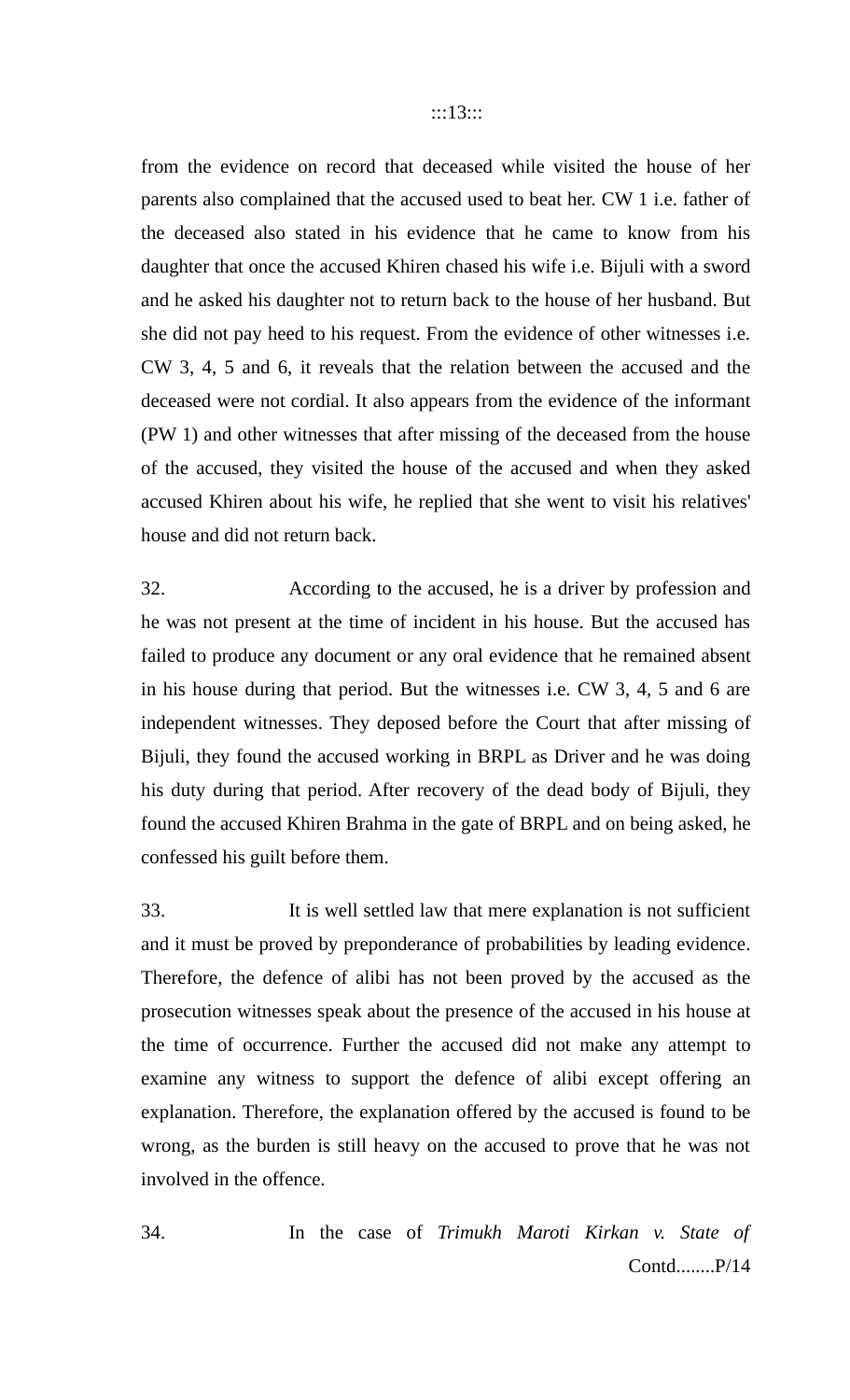from the evidence on record that deceased while visited the house of her parents also complained that the accused used to beat her. CW 1 i.e. father of the deceased also stated in his evidence that he came to know from his daughter that once the accused Khiren chased his wife i.e. Bijuli with a sword and he asked his daughter not to return back to the house of her husband. But she did not pay heed to his request. From the evidence of other witnesses i.e. CW 3, 4, 5 and 6, it reveals that the relation between the accused and the deceased were not cordial. It also appears from the evidence of the informant (PW 1) and other witnesses that after missing of the deceased from the house of the accused, they visited the house of the accused and when they asked accused Khiren about his wife, he replied that she went to visit his relatives' house and did not return back.

32. According to the accused, he is a driver by profession and he was not present at the time of incident in his house. But the accused has failed to produce any document or any oral evidence that he remained absent in his house during that period. But the witnesses i.e. CW 3, 4, 5 and 6 are independent witnesses. They deposed before the Court that after missing of Bijuli, they found the accused working in BRPL as Driver and he was doing his duty during that period. After recovery of the dead body of Bijuli, they found the accused Khiren Brahma in the gate of BRPL and on being asked, he confessed his guilt before them.

33. It is well settled law that mere explanation is not sufficient and it must be proved by preponderance of probabilities by leading evidence. Therefore, the defence of alibi has not been proved by the accused as the prosecution witnesses speak about the presence of the accused in his house at the time of occurrence. Further the accused did not make any attempt to examine any witness to support the defence of alibi except offering an explanation. Therefore, the explanation offered by the accused is found to be wrong, as the burden is still heavy on the accused to prove that he was not involved in the offence.

34. In the case of *Trimukh Maroti Kirkan v. State of*

Contd........P/14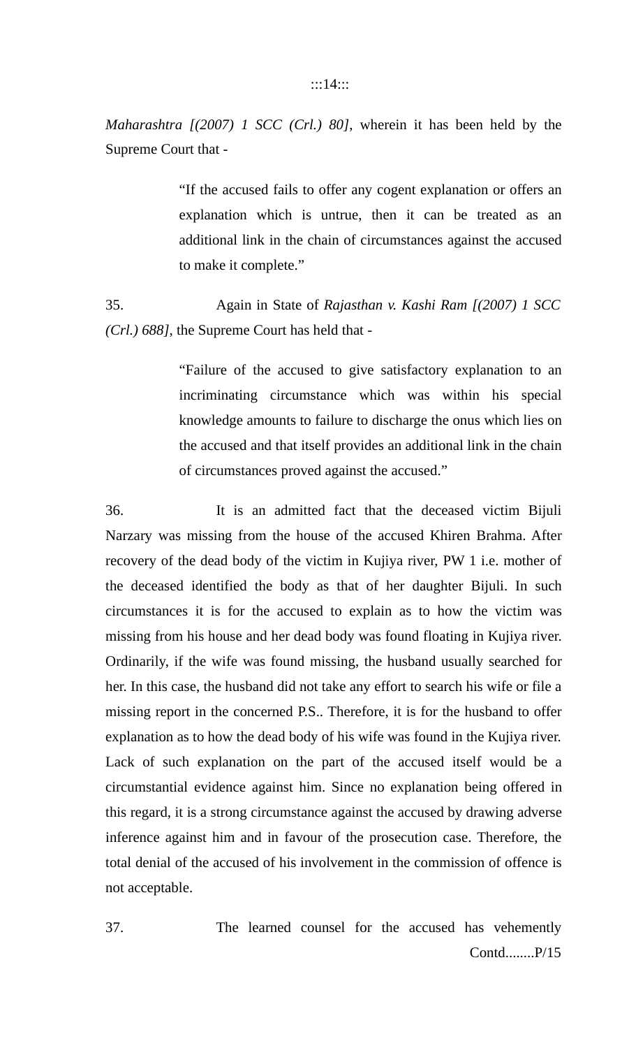*Maharashtra [(2007) 1 SCC (Crl.) 80]*, wherein it has been held by the Supreme Court that -

> "If the accused fails to offer any cogent explanation or offers an explanation which is untrue, then it can be treated as an additional link in the chain of circumstances against the accused to make it complete."

35. Again in State of *Rajasthan v. Kashi Ram [(2007) 1 SCC (Crl.) 688]*, the Supreme Court has held that -

> "Failure of the accused to give satisfactory explanation to an incriminating circumstance which was within his special knowledge amounts to failure to discharge the onus which lies on the accused and that itself provides an additional link in the chain of circumstances proved against the accused."

36. It is an admitted fact that the deceased victim Bijuli Narzary was missing from the house of the accused Khiren Brahma. After recovery of the dead body of the victim in Kujiya river, PW 1 i.e. mother of the deceased identified the body as that of her daughter Bijuli. In such circumstances it is for the accused to explain as to how the victim was missing from his house and her dead body was found floating in Kujiya river. Ordinarily, if the wife was found missing, the husband usually searched for her. In this case, the husband did not take any effort to search his wife or file a missing report in the concerned P.S.. Therefore, it is for the husband to offer explanation as to how the dead body of his wife was found in the Kujiya river. Lack of such explanation on the part of the accused itself would be a circumstantial evidence against him. Since no explanation being offered in this regard, it is a strong circumstance against the accused by drawing adverse inference against him and in favour of the prosecution case. Therefore, the total denial of the accused of his involvement in the commission of offence is not acceptable.

37. The learned counsel for the accused has vehemently

Contd........P/15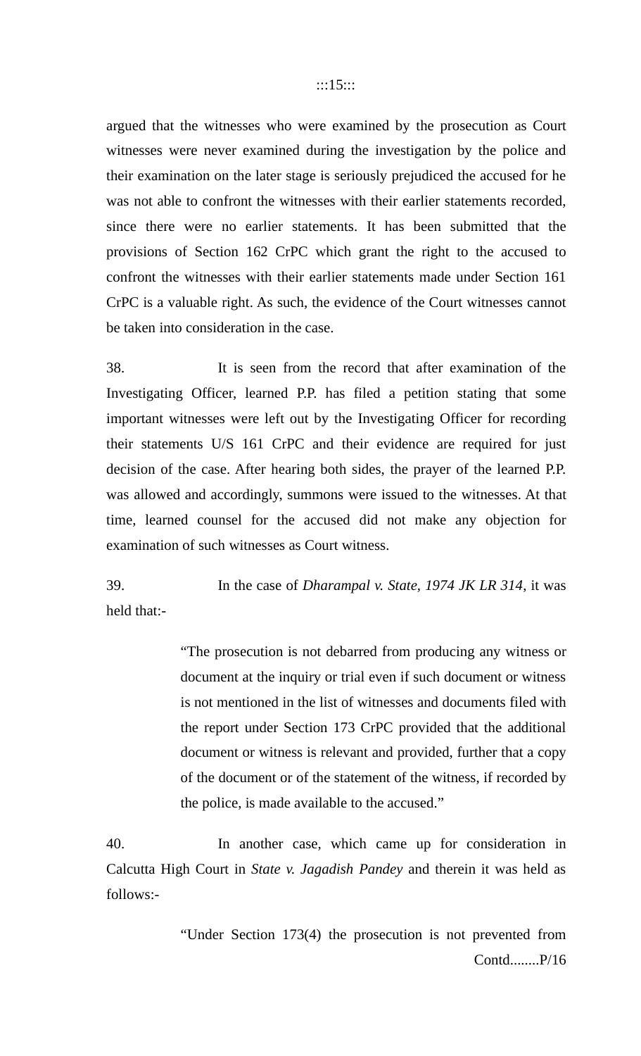argued that the witnesses who were examined by the prosecution as Court witnesses were never examined during the investigation by the police and their examination on the later stage is seriously prejudiced the accused for he was not able to confront the witnesses with their earlier statements recorded, since there were no earlier statements. It has been submitted that the provisions of Section 162 CrPC which grant the right to the accused to confront the witnesses with their earlier statements made under Section 161 CrPC is a valuable right. As such, the evidence of the Court witnesses cannot be taken into consideration in the case.

38. It is seen from the record that after examination of the Investigating Officer, learned P.P. has filed a petition stating that some important witnesses were left out by the Investigating Officer for recording their statements U/S 161 CrPC and their evidence are required for just decision of the case. After hearing both sides, the prayer of the learned P.P. was allowed and accordingly, summons were issued to the witnesses. At that time, learned counsel for the accused did not make any objection for examination of such witnesses as Court witness.

39. In the case of *Dharampal v. State, 1974 JK LR 314*, it was held that:-

> "The prosecution is not debarred from producing any witness or document at the inquiry or trial even if such document or witness is not mentioned in the list of witnesses and documents filed with the report under Section 173 CrPC provided that the additional document or witness is relevant and provided, further that a copy of the document or of the statement of the witness, if recorded by the police, is made available to the accused."

40. In another case, which came up for consideration in Calcutta High Court in *State v. Jagadish Pandey* and therein it was held as follows:-

> "Under Section 173(4) the prosecution is not prevented from

Contd........P/16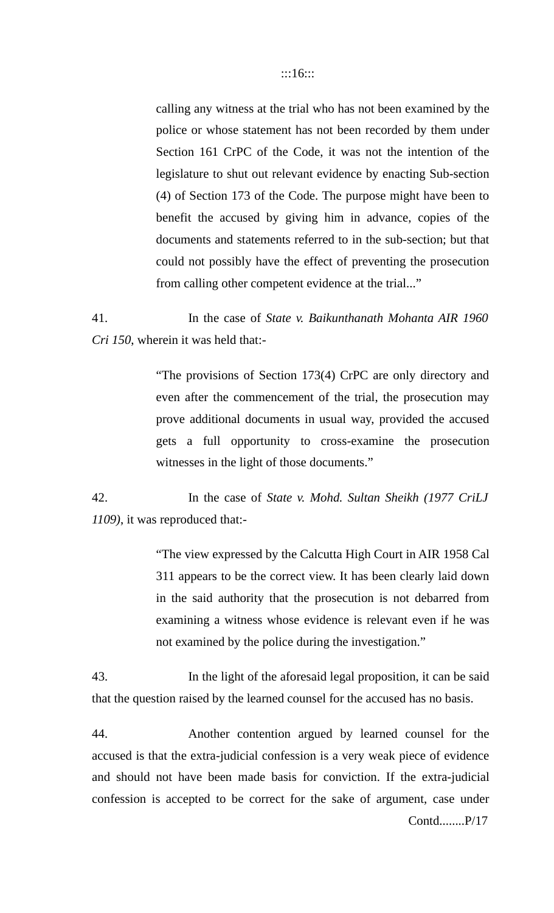> calling any witness at the trial who has not been examined by the police or whose statement has not been recorded by them under Section 161 CrPC of the Code, it was not the intention of the legislature to shut out relevant evidence by enacting Sub-section (4) of Section 173 of the Code. The purpose might have been to benefit the accused by giving him in advance, copies of the documents and statements referred to in the sub-section; but that could not possibly have the effect of preventing the prosecution from calling other competent evidence at the trial..."

41. In the case of *State v. Baikunthanath Mohanta AIR 1960 Cri 150*, wherein it was held that:-

> "The provisions of Section 173(4) CrPC are only directory and even after the commencement of the trial, the prosecution may prove additional documents in usual way, provided the accused gets a full opportunity to cross-examine the prosecution witnesses in the light of those documents."

42. In the case of *State v. Mohd. Sultan Sheikh (1977 CriLJ 1109)*, it was reproduced that:-

> "The view expressed by the Calcutta High Court in AIR 1958 Cal 311 appears to be the correct view. It has been clearly laid down in the said authority that the prosecution is not debarred from examining a witness whose evidence is relevant even if he was not examined by the police during the investigation."

43. In the light of the aforesaid legal proposition, it can be said that the question raised by the learned counsel for the accused has no basis.

44. Another contention argued by learned counsel for the accused is that the extra-judicial confession is a very weak piece of evidence and should not have been made basis for conviction. If the extra-judicial confession is accepted to be correct for the sake of argument, case under

Contd........P/17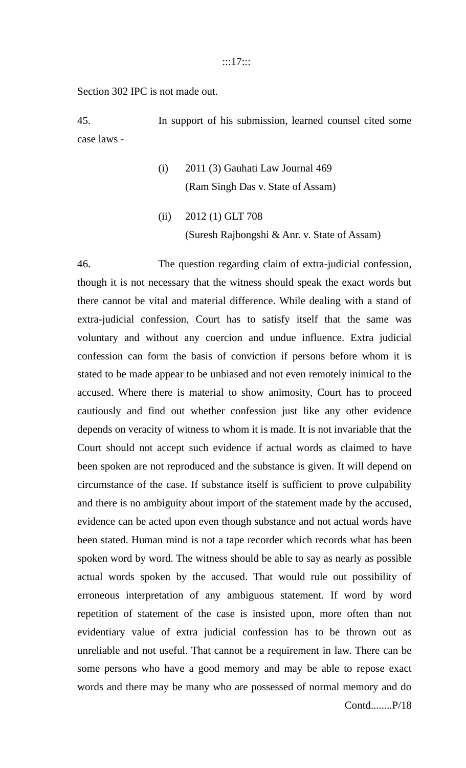Section 302 IPC is not made out.

45. In support of his submission, learned counsel cited some case laws -

(i) 2011 (3) Gauhati Law Journal 469
(Ram Singh Das v. State of Assam)

(ii) 2012 (1) GLT 708
(Suresh Rajbongshi & Anr. v. State of Assam)

46. The question regarding claim of extra-judicial confession, though it is not necessary that the witness should speak the exact words but there cannot be vital and material difference. While dealing with a stand of extra-judicial confession, Court has to satisfy itself that the same was voluntary and without any coercion and undue influence. Extra judicial confession can form the basis of conviction if persons before whom it is stated to be made appear to be unbiased and not even remotely inimical to the accused. Where there is material to show animosity, Court has to proceed cautiously and find out whether confession just like any other evidence depends on veracity of witness to whom it is made. It is not invariable that the Court should not accept such evidence if actual words as claimed to have been spoken are not reproduced and the substance is given. It will depend on circumstance of the case. If substance itself is sufficient to prove culpability and there is no ambiguity about import of the statement made by the accused, evidence can be acted upon even though substance and not actual words have been stated. Human mind is not a tape recorder which records what has been spoken word by word. The witness should be able to say as nearly as possible actual words spoken by the accused. That would rule out possibility of erroneous interpretation of any ambiguous statement. If word by word repetition of statement of the case is insisted upon, more often than not evidentiary value of extra judicial confession has to be thrown out as unreliable and not useful. That cannot be a requirement in law. There can be some persons who have a good memory and may be able to repose exact words and there may be many who are possessed of normal memory and do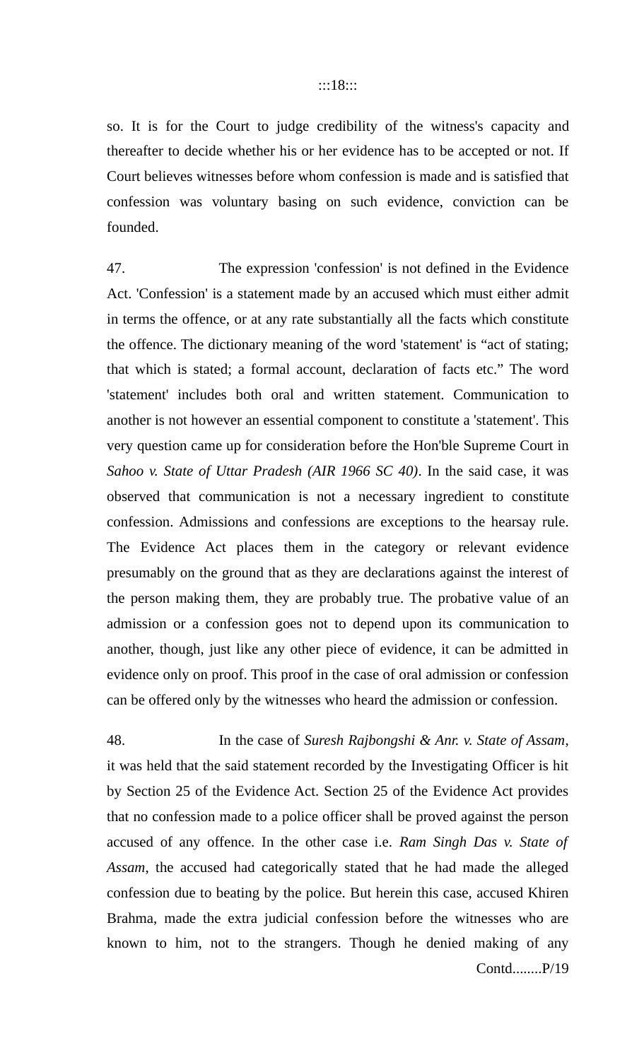so. It is for the Court to judge credibility of the witness's capacity and thereafter to decide whether his or her evidence has to be accepted or not. If Court believes witnesses before whom confession is made and is satisfied that confession was voluntary basing on such evidence, conviction can be founded.

47. The expression 'confession' is not defined in the Evidence Act. 'Confession' is a statement made by an accused which must either admit in terms the offence, or at any rate substantially all the facts which constitute the offence. The dictionary meaning of the word 'statement' is "act of stating; that which is stated; a formal account, declaration of facts etc." The word 'statement' includes both oral and written statement. Communication to another is not however an essential component to constitute a 'statement'. This very question came up for consideration before the Hon'ble Supreme Court in *Sahoo v. State of Uttar Pradesh (AIR 1966 SC 40)*. In the said case, it was observed that communication is not a necessary ingredient to constitute confession. Admissions and confessions are exceptions to the hearsay rule. The Evidence Act places them in the category or relevant evidence presumably on the ground that as they are declarations against the interest of the person making them, they are probably true. The probative value of an admission or a confession goes not to depend upon its communication to another, though, just like any other piece of evidence, it can be admitted in evidence only on proof. This proof in the case of oral admission or confession can be offered only by the witnesses who heard the admission or confession.

48. In the case of *Suresh Rajbongshi & Anr. v. State of Assam*, it was held that the said statement recorded by the Investigating Officer is hit by Section 25 of the Evidence Act. Section 25 of the Evidence Act provides that no confession made to a police officer shall be proved against the person accused of any offence. In the other case i.e. *Ram Singh Das v. State of Assam*, the accused had categorically stated that he had made the alleged confession due to beating by the police. But herein this case, accused Khiren Brahma, made the extra judicial confession before the witnesses who are known to him, not to the strangers. Though he denied making of any

Contd........P/19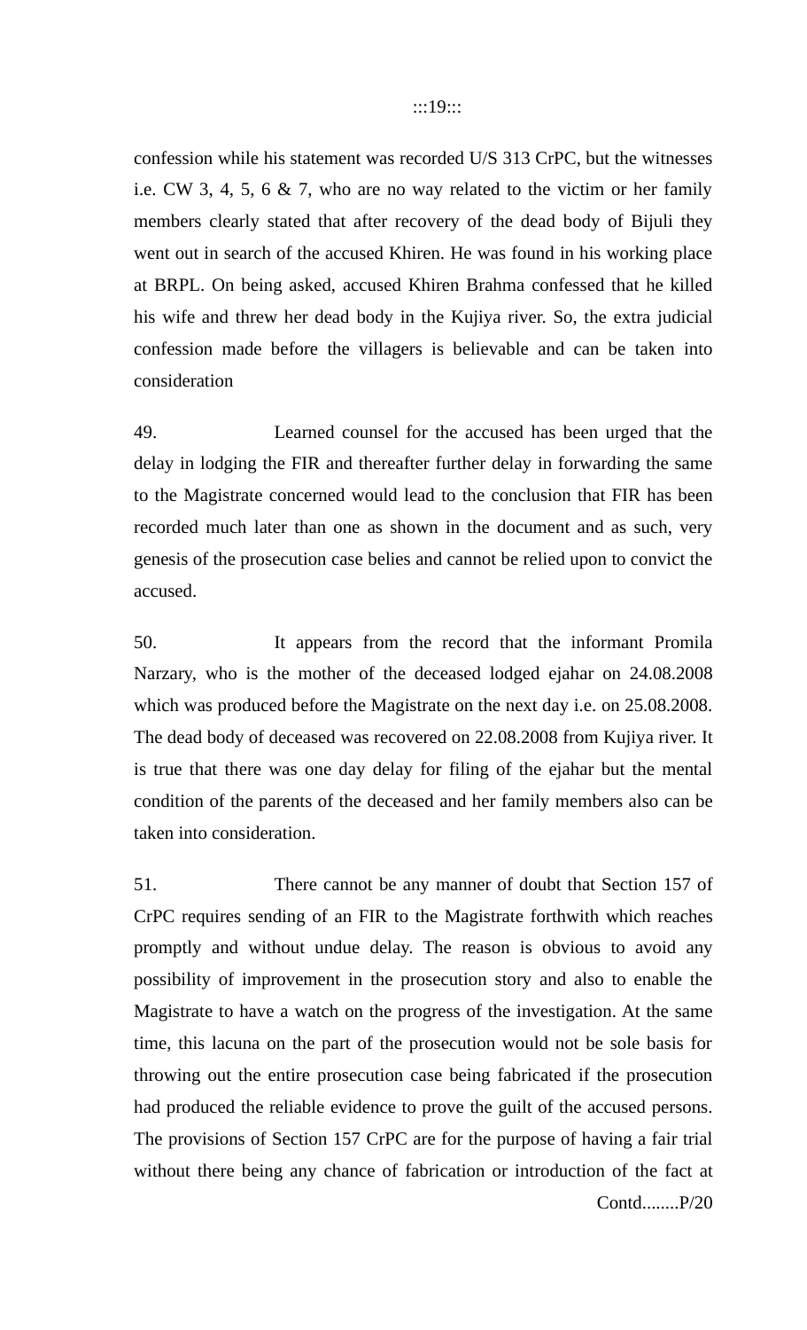confession while his statement was recorded U/S 313 CrPC, but the witnesses i.e. CW 3, 4, 5, 6 & 7, who are no way related to the victim or her family members clearly stated that after recovery of the dead body of Bijuli they went out in search of the accused Khiren. He was found in his working place at BRPL. On being asked, accused Khiren Brahma confessed that he killed his wife and threw her dead body in the Kujiya river. So, the extra judicial confession made before the villagers is believable and can be taken into consideration

49. Learned counsel for the accused has been urged that the delay in lodging the FIR and thereafter further delay in forwarding the same to the Magistrate concerned would lead to the conclusion that FIR has been recorded much later than one as shown in the document and as such, very genesis of the prosecution case belies and cannot be relied upon to convict the accused.

50. It appears from the record that the informant Promila Narzary, who is the mother of the deceased lodged ejahar on 24.08.2008 which was produced before the Magistrate on the next day i.e. on 25.08.2008. The dead body of deceased was recovered on 22.08.2008 from Kujiya river. It is true that there was one day delay for filing of the ejahar but the mental condition of the parents of the deceased and her family members also can be taken into consideration.

51. There cannot be any manner of doubt that Section 157 of CrPC requires sending of an FIR to the Magistrate forthwith which reaches promptly and without undue delay. The reason is obvious to avoid any possibility of improvement in the prosecution story and also to enable the Magistrate to have a watch on the progress of the investigation. At the same time, this lacuna on the part of the prosecution would not be sole basis for throwing out the entire prosecution case being fabricated if the prosecution had produced the reliable evidence to prove the guilt of the accused persons. The provisions of Section 157 CrPC are for the purpose of having a fair trial without there being any chance of fabrication or introduction of the fact at

Contd........P/20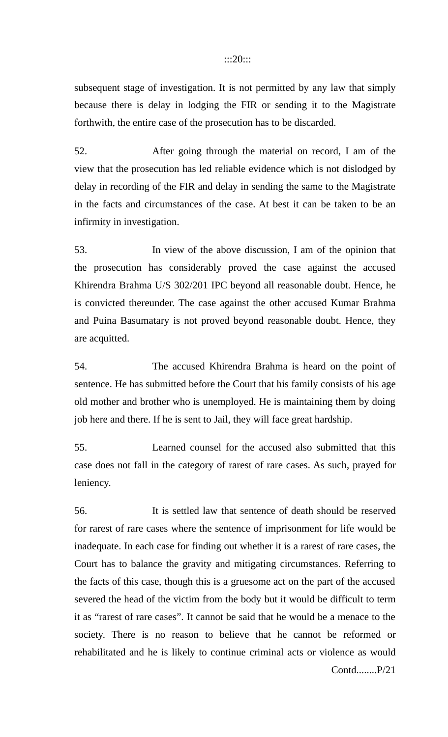subsequent stage of investigation. It is not permitted by any law that simply because there is delay in lodging the FIR or sending it to the Magistrate forthwith, the entire case of the prosecution has to be discarded.

52. After going through the material on record, I am of the view that the prosecution has led reliable evidence which is not dislodged by delay in recording of the FIR and delay in sending the same to the Magistrate in the facts and circumstances of the case. At best it can be taken to be an infirmity in investigation.

53. In view of the above discussion, I am of the opinion that the prosecution has considerably proved the case against the accused Khirendra Brahma U/S 302/201 IPC beyond all reasonable doubt. Hence, he is convicted thereunder. The case against the other accused Kumar Brahma and Puina Basumatary is not proved beyond reasonable doubt. Hence, they are acquitted.

54. The accused Khirendra Brahma is heard on the point of sentence. He has submitted before the Court that his family consists of his age old mother and brother who is unemployed. He is maintaining them by doing job here and there. If he is sent to Jail, they will face great hardship.

55. Learned counsel for the accused also submitted that this case does not fall in the category of rarest of rare cases. As such, prayed for leniency.

56. It is settled law that sentence of death should be reserved for rarest of rare cases where the sentence of imprisonment for life would be inadequate. In each case for finding out whether it is a rarest of rare cases, the Court has to balance the gravity and mitigating circumstances. Referring to the facts of this case, though this is a gruesome act on the part of the accused severed the head of the victim from the body but it would be difficult to term it as "rarest of rare cases". It cannot be said that he would be a menace to the society. There is no reason to believe that he cannot be reformed or rehabilitated and he is likely to continue criminal acts or violence as would

Contd........P/21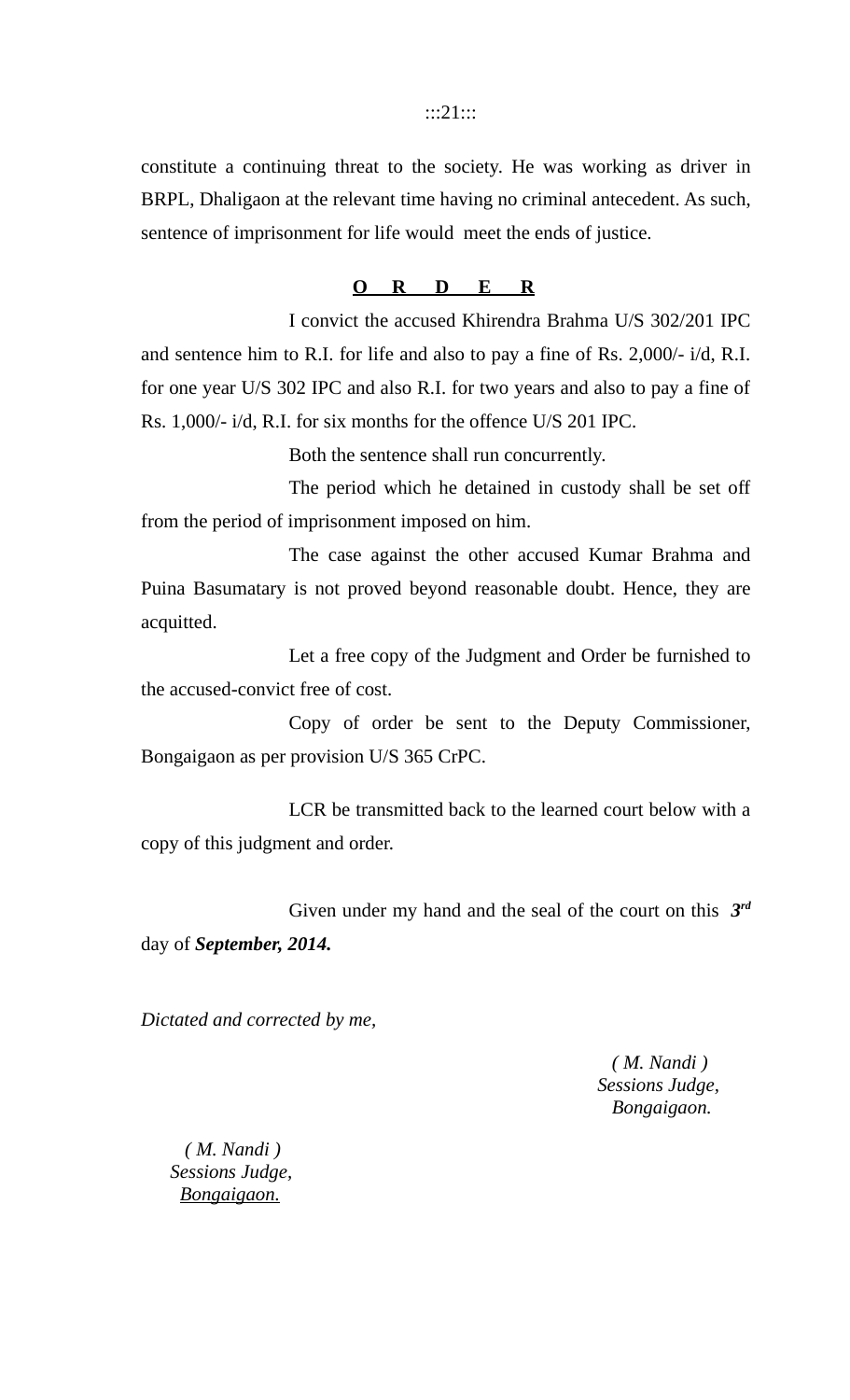constitute a continuing threat to the society. He was working as driver in BRPL, Dhaligaon at the relevant time having no criminal antecedent. As such, sentence of imprisonment for life would meet the ends of justice.

**O R D E R**

I convict the accused Khirendra Brahma U/S 302/201 IPC and sentence him to R.I. for life and also to pay a fine of Rs. 2,000/- i/d, R.I. for one year U/S 302 IPC and also R.I. for two years and also to pay a fine of Rs. 1,000/- i/d, R.I. for six months for the offence U/S 201 IPC.

Both the sentence shall run concurrently.

The period which he detained in custody shall be set off from the period of imprisonment imposed on him.

The case against the other accused Kumar Brahma and Puina Basumatary is not proved beyond reasonable doubt. Hence, they are acquitted.

Let a free copy of the Judgment and Order be furnished to the accused-convict free of cost.

Copy of order be sent to the Deputy Commissioner, Bongaigaon as per provision U/S 365 CrPC.

LCR be transmitted back to the learned court below with a copy of this judgment and order.

Given under my hand and the seal of the court on this ***3rd*** day of ***September, 2014.***

*Dictated and corrected by me,*

*( M. Nandi )*
*Sessions Judge,*
*Bongaigaon.*

*( M. Nandi )*
*Sessions Judge,*
*Bongaigaon.*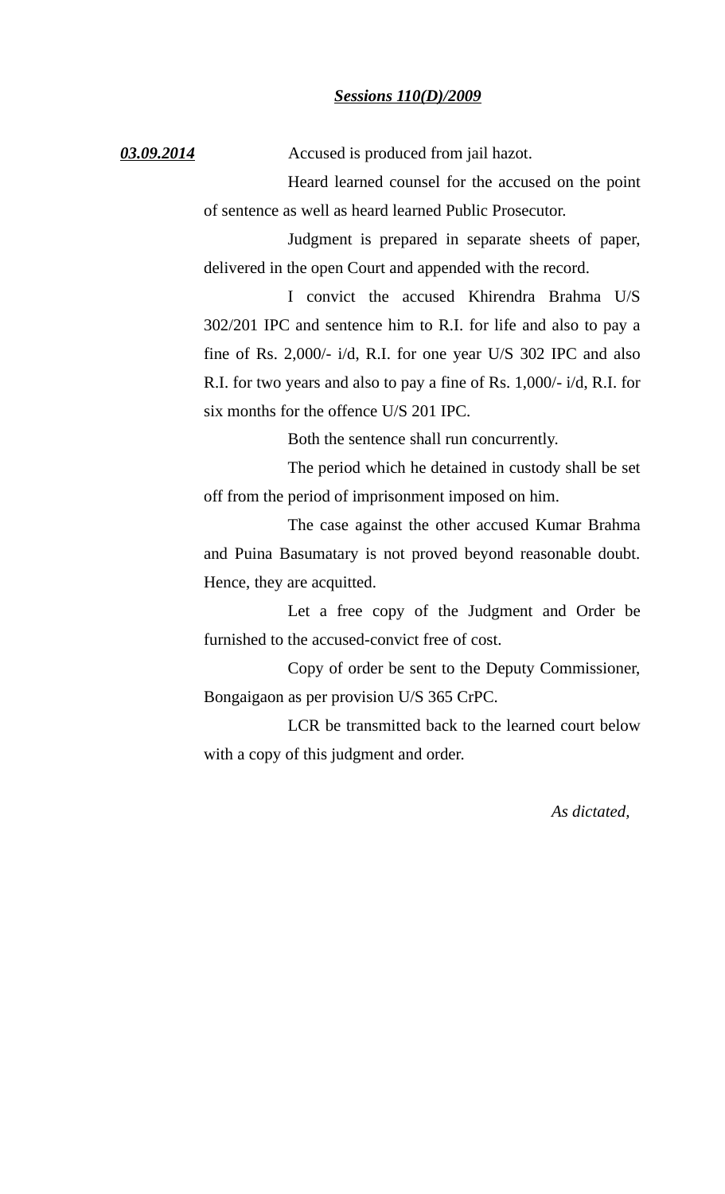***Sessions 110(D)/2009***

***03.09.2014*** Accused is produced from jail hazot.

Heard learned counsel for the accused on the point of sentence as well as heard learned Public Prosecutor.

Judgment is prepared in separate sheets of paper, delivered in the open Court and appended with the record.

I convict the accused Khirendra Brahma U/S 302/201 IPC and sentence him to R.I. for life and also to pay a fine of Rs. 2,000/- i/d, R.I. for one year U/S 302 IPC and also R.I. for two years and also to pay a fine of Rs. 1,000/- i/d, R.I. for six months for the offence U/S 201 IPC.

Both the sentence shall run concurrently.

The period which he detained in custody shall be set off from the period of imprisonment imposed on him.

The case against the other accused Kumar Brahma and Puina Basumatary is not proved beyond reasonable doubt. Hence, they are acquitted.

Let a free copy of the Judgment and Order be furnished to the accused-convict free of cost.

Copy of order be sent to the Deputy Commissioner, Bongaigaon as per provision U/S 365 CrPC.

LCR be transmitted back to the learned court below with a copy of this judgment and order.

*As dictated,*